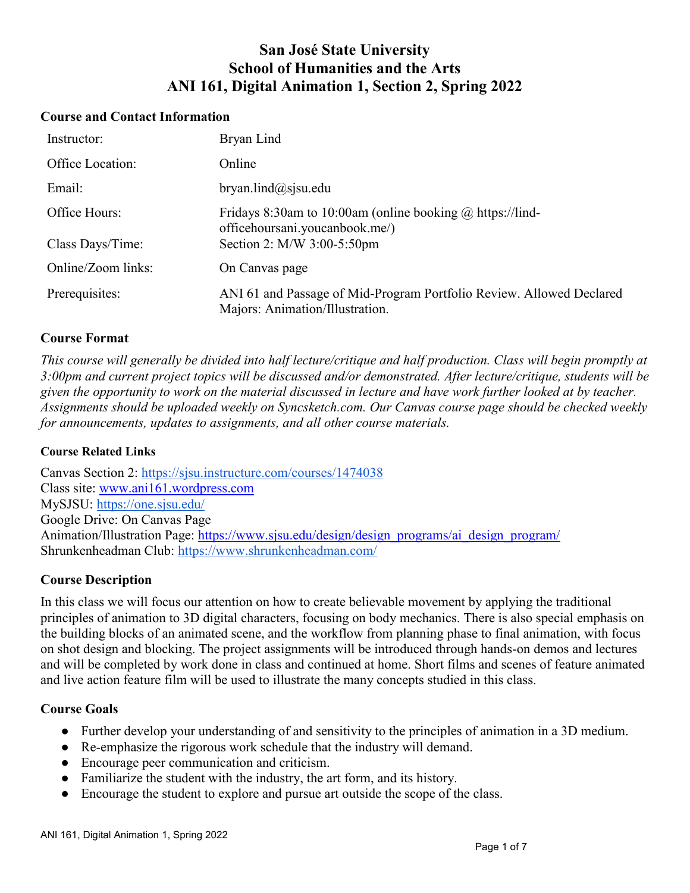# San José State University
# School of Humanities and the Arts
# ANI 161, Digital Animation 1, Section 2, Spring 2022

## Course and Contact Information

| | |
|---|---|
| Instructor: | Bryan Lind |
| Office Location: | Online |
| Email: | bryan.lind@sjsu.edu |
| Office Hours: | Fridays 8:30am to 10:00am (online booking @ https://lind-officehoursani.youcanbook.me/) |
| Class Days/Time: | Section 2: M/W 3:00-5:50pm |
| Online/Zoom links: | On Canvas page |
| Prerequisites: | ANI 61 and Passage of Mid-Program Portfolio Review. Allowed Declared Majors: Animation/Illustration. |

## Course Format

*This course will generally be divided into half lecture/critique and half production. Class will begin promptly at 3:00pm and current project topics will be discussed and/or demonstrated. After lecture/critique, students will be given the opportunity to work on the material discussed in lecture and have work further looked at by teacher. Assignments should be uploaded weekly on Syncsketch.com. Our Canvas course page should be checked weekly for announcements, updates to assignments, and all other course materials.*

### Course Related Links

Canvas Section 2: https://sjsu.instructure.com/courses/1474038
Class site: www.ani161.wordpress.com
MySJSU: https://one.sjsu.edu/
Google Drive: On Canvas Page
Animation/Illustration Page: https://www.sjsu.edu/design/design_programs/ai_design_program/
Shrunkenheadman Club: https://www.shrunkenheadman.com/

## Course Description

In this class we will focus our attention on how to create believable movement by applying the traditional principles of animation to 3D digital characters, focusing on body mechanics. There is also special emphasis on the building blocks of an animated scene, and the workflow from planning phase to final animation, with focus on shot design and blocking. The project assignments will be introduced through hands-on demos and lectures and will be completed by work done in class and continued at home. Short films and scenes of feature animated and live action feature film will be used to illustrate the many concepts studied in this class.

## Course Goals

- Further develop your understanding of and sensitivity to the principles of animation in a 3D medium.
- Re-emphasize the rigorous work schedule that the industry will demand.
- Encourage peer communication and criticism.
- Familiarize the student with the industry, the art form, and its history.
- Encourage the student to explore and pursue art outside the scope of the class.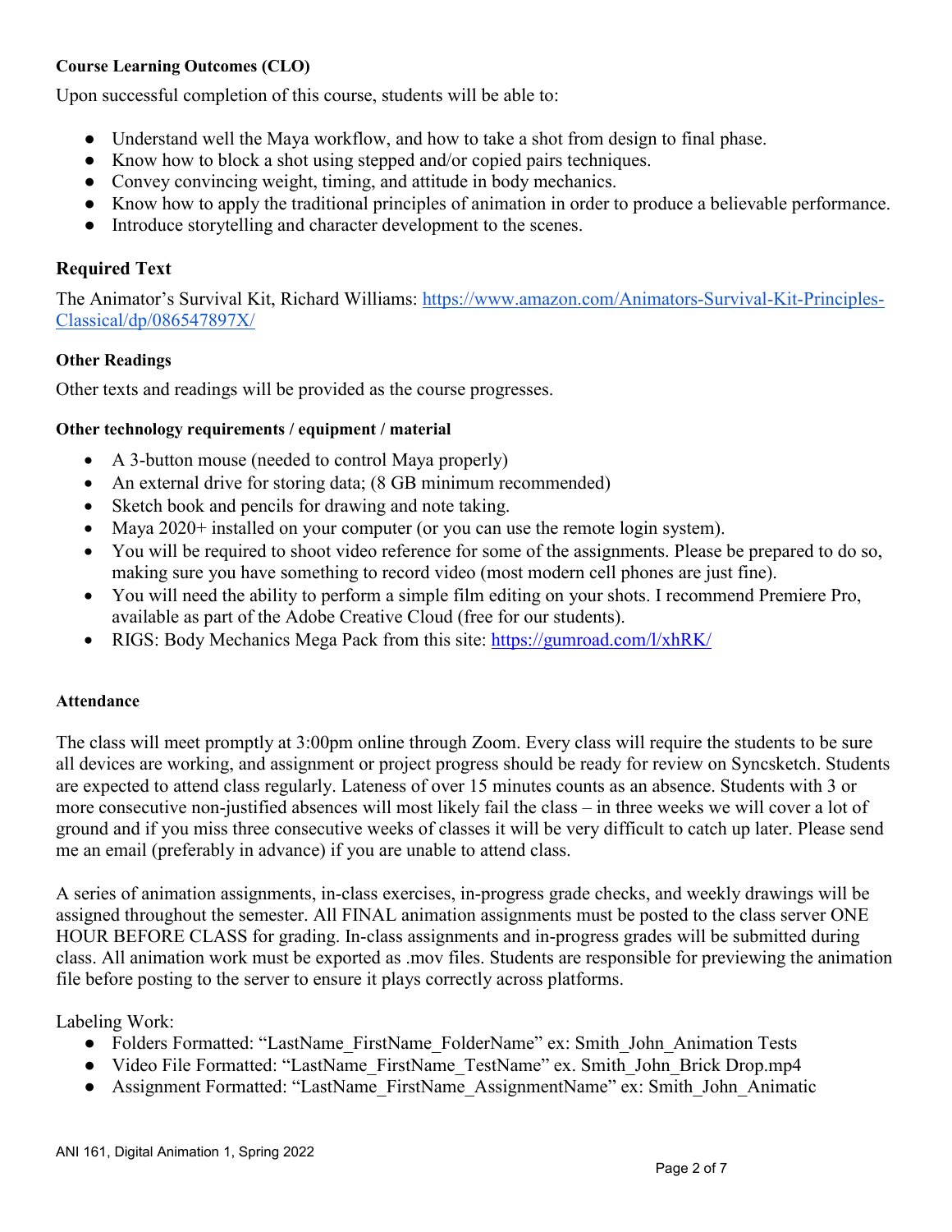**Course Learning Outcomes (CLO)**

Upon successful completion of this course, students will be able to:

- Understand well the Maya workflow, and how to take a shot from design to final phase.
- Know how to block a shot using stepped and/or copied pairs techniques.
- Convey convincing weight, timing, and attitude in body mechanics.
- Know how to apply the traditional principles of animation in order to produce a believable performance.
- Introduce storytelling and character development to the scenes.

## Required Text

The Animator's Survival Kit, Richard Williams: [https://www.amazon.com/Animators-Survival-Kit-Principles-Classical/dp/086547897X/](https://www.amazon.com/Animators-Survival-Kit-Principles-Classical/dp/086547897X/)

**Other Readings**

Other texts and readings will be provided as the course progresses.

**Other technology requirements / equipment / material**

- A 3-button mouse (needed to control Maya properly)
- An external drive for storing data; (8 GB minimum recommended)
- Sketch book and pencils for drawing and note taking.
- Maya 2020+ installed on your computer (or you can use the remote login system).
- You will be required to shoot video reference for some of the assignments. Please be prepared to do so, making sure you have something to record video (most modern cell phones are just fine).
- You will need the ability to perform a simple film editing on your shots. I recommend Premiere Pro, available as part of the Adobe Creative Cloud (free for our students).
- RIGS: Body Mechanics Mega Pack from this site: [https://gumroad.com/l/xhRK/](https://gumroad.com/l/xhRK/)

**Attendance**

The class will meet promptly at 3:00pm online through Zoom. Every class will require the students to be sure all devices are working, and assignment or project progress should be ready for review on Syncsketch. Students are expected to attend class regularly. Lateness of over 15 minutes counts as an absence. Students with 3 or more consecutive non-justified absences will most likely fail the class – in three weeks we will cover a lot of ground and if you miss three consecutive weeks of classes it will be very difficult to catch up later. Please send me an email (preferably in advance) if you are unable to attend class.

A series of animation assignments, in-class exercises, in-progress grade checks, and weekly drawings will be assigned throughout the semester. All FINAL animation assignments must be posted to the class server ONE HOUR BEFORE CLASS for grading. In-class assignments and in-progress grades will be submitted during class. All animation work must be exported as .mov files. Students are responsible for previewing the animation file before posting to the server to ensure it plays correctly across platforms.

Labeling Work:

- Folders Formatted: "LastName_FirstName_FolderName" ex: Smith_John_Animation Tests
- Video File Formatted: "LastName_FirstName_TestName" ex. Smith_John_Brick Drop.mp4
- Assignment Formatted: "LastName_FirstName_AssignmentName" ex: Smith_John_Animatic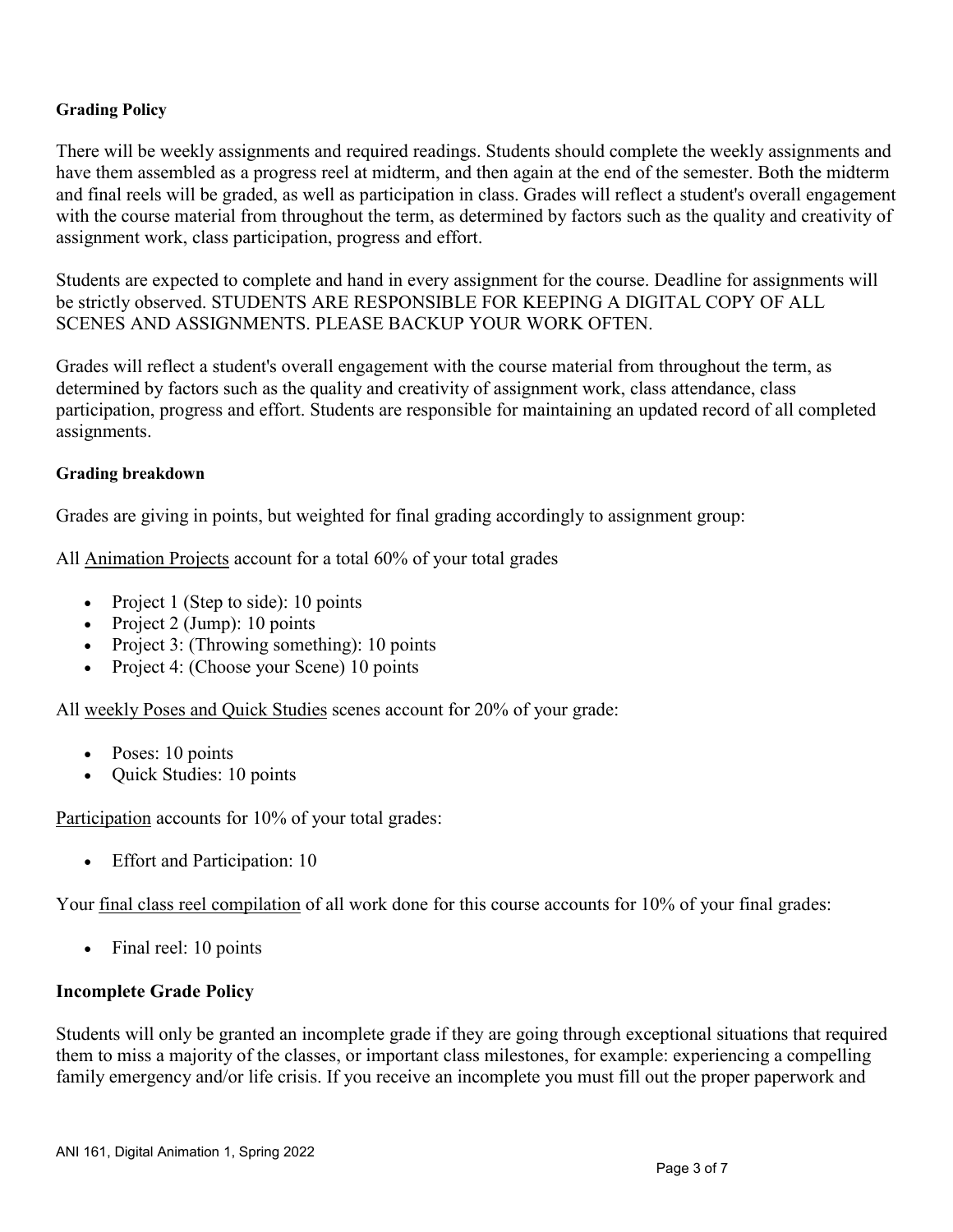**Grading Policy**

There will be weekly assignments and required readings. Students should complete the weekly assignments and have them assembled as a progress reel at midterm, and then again at the end of the semester. Both the midterm and final reels will be graded, as well as participation in class. Grades will reflect a student's overall engagement with the course material from throughout the term, as determined by factors such as the quality and creativity of assignment work, class participation, progress and effort.

Students are expected to complete and hand in every assignment for the course. Deadline for assignments will be strictly observed. STUDENTS ARE RESPONSIBLE FOR KEEPING A DIGITAL COPY OF ALL SCENES AND ASSIGNMENTS. PLEASE BACKUP YOUR WORK OFTEN.

Grades will reflect a student's overall engagement with the course material from throughout the term, as determined by factors such as the quality and creativity of assignment work, class attendance, class participation, progress and effort. Students are responsible for maintaining an updated record of all completed assignments.

**Grading breakdown**

Grades are giving in points, but weighted for final grading accordingly to assignment group:

All Animation Projects account for a total 60% of your total grades

- Project 1 (Step to side): 10 points
- Project 2 (Jump): 10 points
- Project 3: (Throwing something): 10 points
- Project 4: (Choose your Scene) 10 points

All weekly Poses and Quick Studies scenes account for 20% of your grade:

- Poses: 10 points
- Quick Studies: 10 points

Participation accounts for 10% of your total grades:

- Effort and Participation: 10

Your final class reel compilation of all work done for this course accounts for 10% of your final grades:

- Final reel: 10 points

## Incomplete Grade Policy

Students will only be granted an incomplete grade if they are going through exceptional situations that required them to miss a majority of the classes, or important class milestones, for example: experiencing a compelling family emergency and/or life crisis. If you receive an incomplete you must fill out the proper paperwork and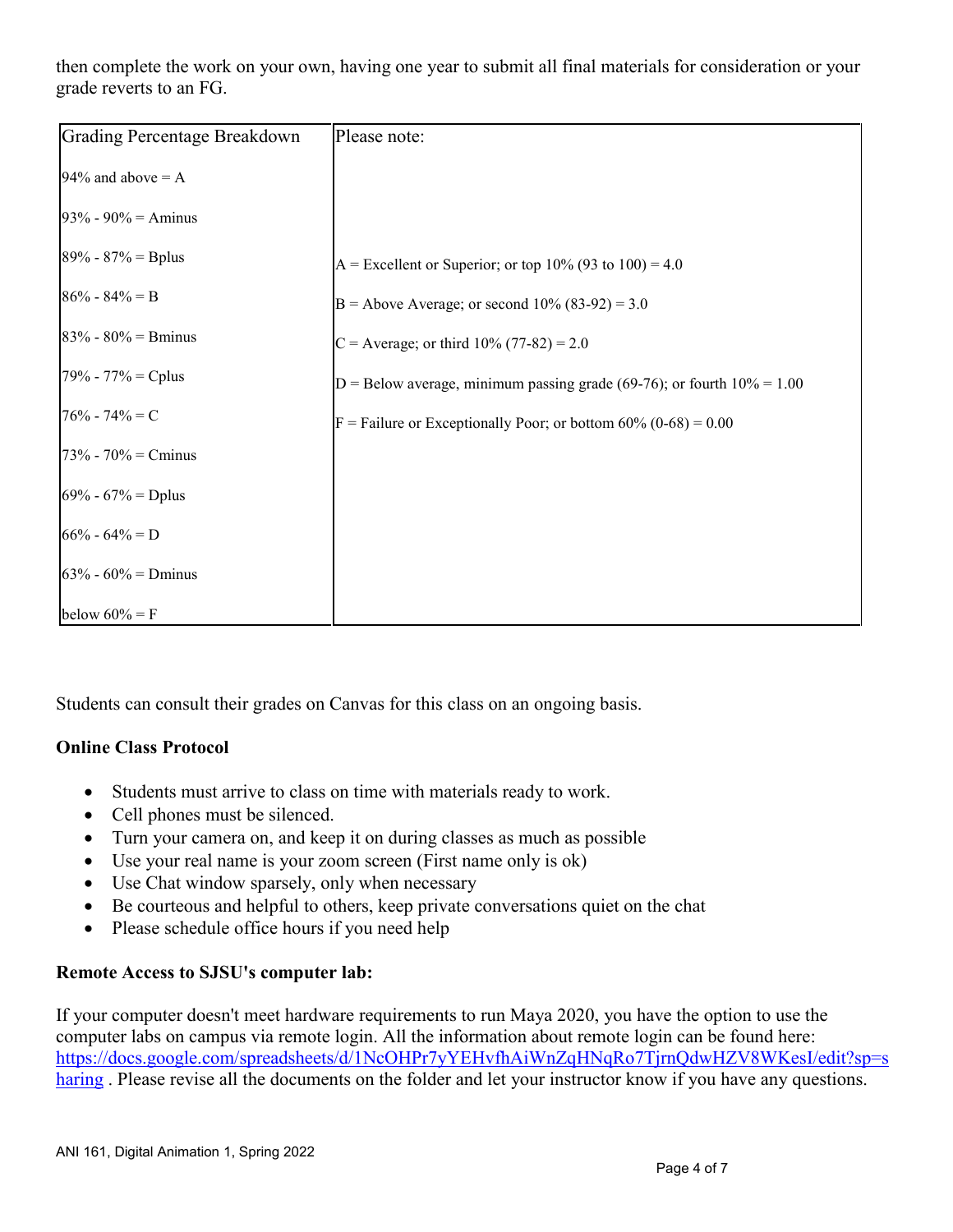then complete the work on your own, having one year to submit all final materials for consideration or your grade reverts to an FG.

| Grading Percentage Breakdown | Please note: |
|---|---|
| 94% and above = A | |
| 93% - 90% = Aminus | |
| 89% - 87% = Bplus | A = Excellent or Superior; or top 10% (93 to 100) = 4.0 |
| 86% - 84% = B | B = Above Average; or second 10% (83-92) = 3.0 |
| 83% - 80% = Bminus | C = Average; or third 10% (77-82) = 2.0 |
| 79% - 77% = Cplus | D = Below average, minimum passing grade (69-76); or fourth 10% = 1.00 |
| 76% - 74% = C | F = Failure or Exceptionally Poor; or bottom 60% (0-68) = 0.00 |
| 73% - 70% = Cminus | |
| 69% - 67% = Dplus | |
| 66% - 64% = D | |
| 63% - 60% = Dminus | |
| below 60% = F | |

Students can consult their grades on Canvas for this class on an ongoing basis.

**Online Class Protocol**

- Students must arrive to class on time with materials ready to work.
- Cell phones must be silenced.
- Turn your camera on, and keep it on during classes as much as possible
- Use your real name is your zoom screen (First name only is ok)
- Use Chat window sparsely, only when necessary
- Be courteous and helpful to others, keep private conversations quiet on the chat
- Please schedule office hours if you need help

**Remote Access to SJSU's computer lab:**

If your computer doesn't meet hardware requirements to run Maya 2020, you have the option to use the computer labs on campus via remote login. All the information about remote login can be found here: [https://docs.google.com/spreadsheets/d/1NcOHPr7yYEHvfhAiWnZqHNqRo7TjrnQdwHZV8WKesI/edit?sp=sharing](https://docs.google.com/spreadsheets/d/1NcOHPr7yYEHvfhAiWnZqHNqRo7TjrnQdwHZV8WKesI/edit?sp=sharing) . Please revise all the documents on the folder and let your instructor know if you have any questions.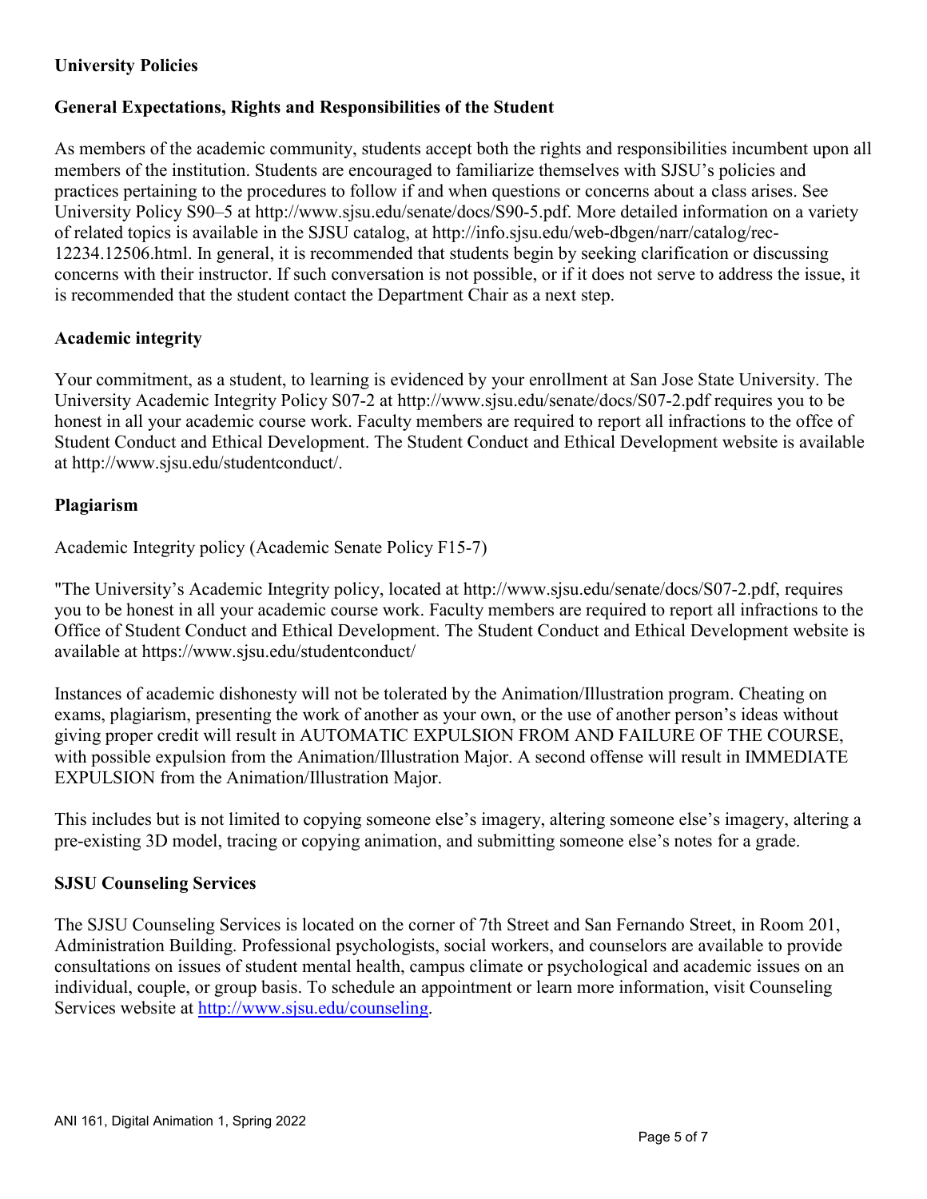## University Policies

### General Expectations, Rights and Responsibilities of the Student

As members of the academic community, students accept both the rights and responsibilities incumbent upon all members of the institution. Students are encouraged to familiarize themselves with SJSU's policies and practices pertaining to the procedures to follow if and when questions or concerns about a class arises. See University Policy S90–5 at http://www.sjsu.edu/senate/docs/S90-5.pdf. More detailed information on a variety of related topics is available in the SJSU catalog, at http://info.sjsu.edu/web-dbgen/narr/catalog/rec-12234.12506.html. In general, it is recommended that students begin by seeking clarification or discussing concerns with their instructor. If such conversation is not possible, or if it does not serve to address the issue, it is recommended that the student contact the Department Chair as a next step.

### Academic integrity

Your commitment, as a student, to learning is evidenced by your enrollment at San Jose State University. The University Academic Integrity Policy S07-2 at http://www.sjsu.edu/senate/docs/S07-2.pdf requires you to be honest in all your academic course work. Faculty members are required to report all infractions to the offce of Student Conduct and Ethical Development. The Student Conduct and Ethical Development website is available at http://www.sjsu.edu/studentconduct/.

### Plagiarism

Academic Integrity policy (Academic Senate Policy F15-7)

"The University's Academic Integrity policy, located at http://www.sjsu.edu/senate/docs/S07-2.pdf, requires you to be honest in all your academic course work. Faculty members are required to report all infractions to the Office of Student Conduct and Ethical Development. The Student Conduct and Ethical Development website is available at https://www.sjsu.edu/studentconduct/

Instances of academic dishonesty will not be tolerated by the Animation/Illustration program. Cheating on exams, plagiarism, presenting the work of another as your own, or the use of another person's ideas without giving proper credit will result in AUTOMATIC EXPULSION FROM AND FAILURE OF THE COURSE, with possible expulsion from the Animation/Illustration Major. A second offense will result in IMMEDIATE EXPULSION from the Animation/Illustration Major.

This includes but is not limited to copying someone else's imagery, altering someone else's imagery, altering a pre-existing 3D model, tracing or copying animation, and submitting someone else's notes for a grade.

### SJSU Counseling Services

The SJSU Counseling Services is located on the corner of 7th Street and San Fernando Street, in Room 201, Administration Building. Professional psychologists, social workers, and counselors are available to provide consultations on issues of student mental health, campus climate or psychological and academic issues on an individual, couple, or group basis. To schedule an appointment or learn more information, visit Counseling Services website at [http://www.sjsu.edu/counseling](http://www.sjsu.edu/counseling).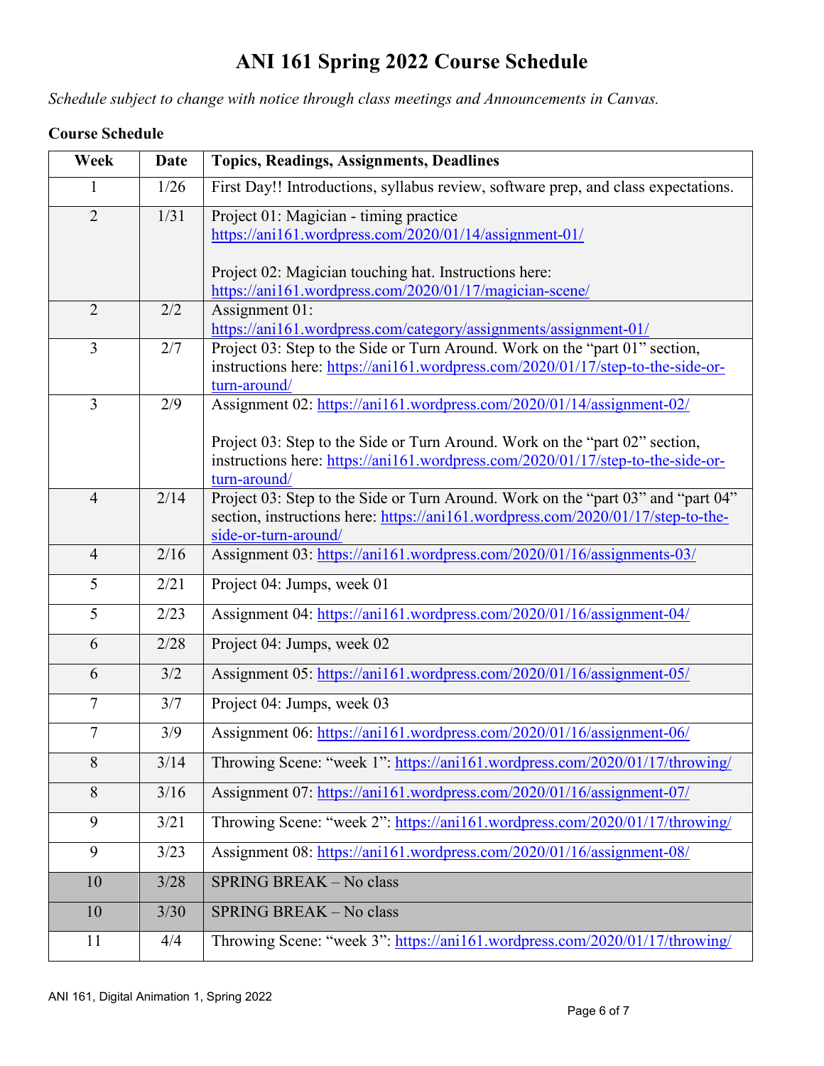# ANI 161 Spring 2022 Course Schedule

*Schedule subject to change with notice through class meetings and Announcements in Canvas.*

**Course Schedule**

| Week | Date | Topics, Readings, Assignments, Deadlines |
|---|---|---|
| 1 | 1/26 | First Day!! Introductions, syllabus review, software prep, and class expectations. |
| 2 | 1/31 | Project 01: Magician - timing practice https://ani161.wordpress.com/2020/01/14/assignment-01/ <br><br> Project 02: Magician touching hat. Instructions here: https://ani161.wordpress.com/2020/01/17/magician-scene/ |
| 2 | 2/2 | Assignment 01: https://ani161.wordpress.com/category/assignments/assignment-01/ |
| 3 | 2/7 | Project 03: Step to the Side or Turn Around. Work on the "part 01" section, instructions here: https://ani161.wordpress.com/2020/01/17/step-to-the-side-or-turn-around/ |
| 3 | 2/9 | Assignment 02: https://ani161.wordpress.com/2020/01/14/assignment-02/ <br><br> Project 03: Step to the Side or Turn Around. Work on the "part 02" section, instructions here: https://ani161.wordpress.com/2020/01/17/step-to-the-side-or-turn-around/ |
| 4 | 2/14 | Project 03: Step to the Side or Turn Around. Work on the "part 03" and "part 04" section, instructions here: https://ani161.wordpress.com/2020/01/17/step-to-the-side-or-turn-around/ |
| 4 | 2/16 | Assignment 03: https://ani161.wordpress.com/2020/01/16/assignments-03/ |
| 5 | 2/21 | Project 04: Jumps, week 01 |
| 5 | 2/23 | Assignment 04: https://ani161.wordpress.com/2020/01/16/assignment-04/ |
| 6 | 2/28 | Project 04: Jumps, week 02 |
| 6 | 3/2 | Assignment 05: https://ani161.wordpress.com/2020/01/16/assignment-05/ |
| 7 | 3/7 | Project 04: Jumps, week 03 |
| 7 | 3/9 | Assignment 06: https://ani161.wordpress.com/2020/01/16/assignment-06/ |
| 8 | 3/14 | Throwing Scene: "week 1": https://ani161.wordpress.com/2020/01/17/throwing/ |
| 8 | 3/16 | Assignment 07: https://ani161.wordpress.com/2020/01/16/assignment-07/ |
| 9 | 3/21 | Throwing Scene: "week 2": https://ani161.wordpress.com/2020/01/17/throwing/ |
| 9 | 3/23 | Assignment 08: https://ani161.wordpress.com/2020/01/16/assignment-08/ |
| 10 | 3/28 | SPRING BREAK – No class |
| 10 | 3/30 | SPRING BREAK – No class |
| 11 | 4/4 | Throwing Scene: "week 3": https://ani161.wordpress.com/2020/01/17/throwing/ |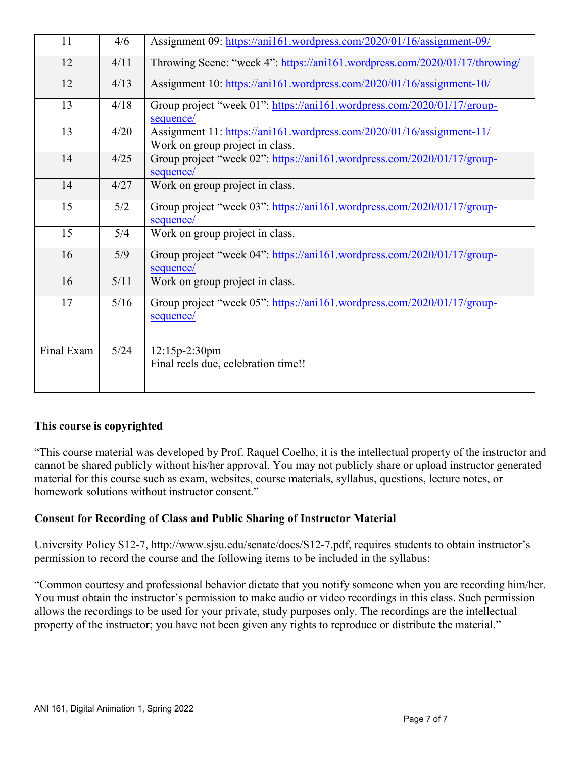| | | |
|---|---|---|
| 11 | 4/6 | Assignment 09: https://ani161.wordpress.com/2020/01/16/assignment-09/ |
| 12 | 4/11 | Throwing Scene: "week 4": https://ani161.wordpress.com/2020/01/17/throwing/ |
| 12 | 4/13 | Assignment 10: https://ani161.wordpress.com/2020/01/16/assignment-10/ |
| 13 | 4/18 | Group project "week 01": https://ani161.wordpress.com/2020/01/17/group-sequence/ |
| 13 | 4/20 | Assignment 11: https://ani161.wordpress.com/2020/01/16/assignment-11/ Work on group project in class. |
| 14 | 4/25 | Group project "week 02": https://ani161.wordpress.com/2020/01/17/group-sequence/ |
| 14 | 4/27 | Work on group project in class. |
| 15 | 5/2 | Group project "week 03": https://ani161.wordpress.com/2020/01/17/group-sequence/ |
| 15 | 5/4 | Work on group project in class. |
| 16 | 5/9 | Group project "week 04": https://ani161.wordpress.com/2020/01/17/group-sequence/ |
| 16 | 5/11 | Work on group project in class. |
| 17 | 5/16 | Group project "week 05": https://ani161.wordpress.com/2020/01/17/group-sequence/ |
| | | |
| Final Exam | 5/24 | 12:15p-2:30pm<br>Final reels due, celebration time!! |
| | | |

### This course is copyrighted

"This course material was developed by Prof. Raquel Coelho, it is the intellectual property of the instructor and cannot be shared publicly without his/her approval. You may not publicly share or upload instructor generated material for this course such as exam, websites, course materials, syllabus, questions, lecture notes, or homework solutions without instructor consent."

### Consent for Recording of Class and Public Sharing of Instructor Material

University Policy S12-7, http://www.sjsu.edu/senate/docs/S12-7.pdf, requires students to obtain instructor's permission to record the course and the following items to be included in the syllabus:

"Common courtesy and professional behavior dictate that you notify someone when you are recording him/her. You must obtain the instructor's permission to make audio or video recordings in this class. Such permission allows the recordings to be used for your private, study purposes only. The recordings are the intellectual property of the instructor; you have not been given any rights to reproduce or distribute the material."